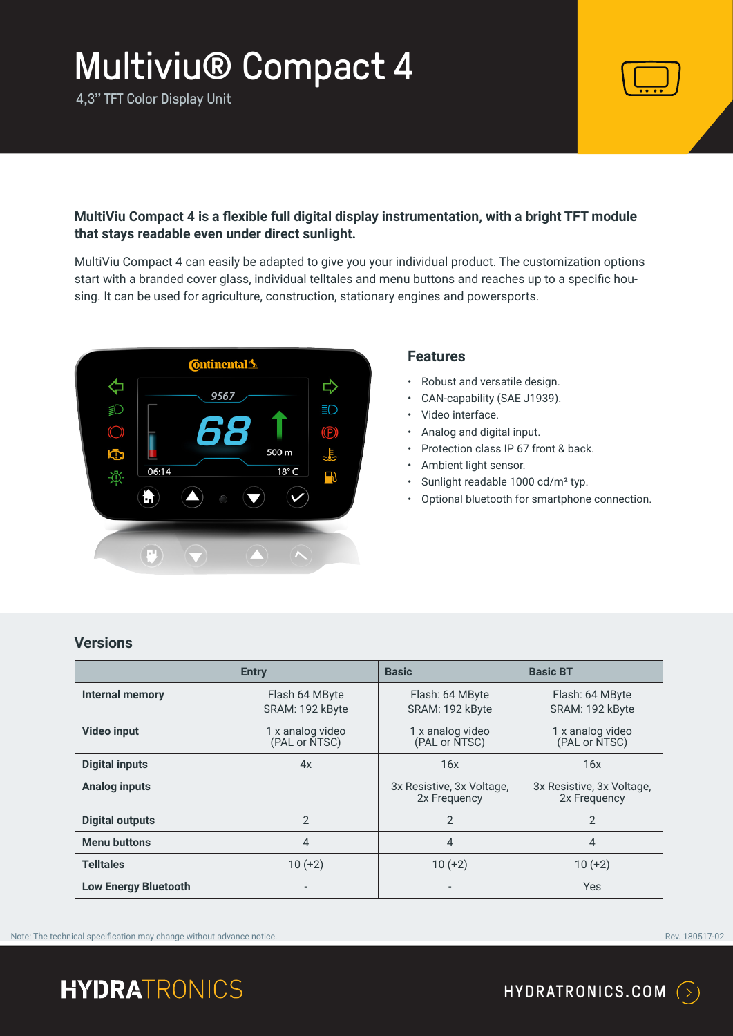# Multiviu® Compact 4

4,3" TFT Color Display Unit

**MultiViu Compact 4 is a flexible full digital display instrumentation, with a bright TFT module that stays readable even under direct sunlight.**

MultiViu Compact 4 can easily be adapted to give you your individual product. The customization options start with a branded cover glass, individual telltales and menu buttons and reaches up to a specific housing. It can be used for agriculture, construction, stationary engines and powersports.

## Features

- Robust and versatile design.
- CAN-capability (SAE J1939).
- Video interface.
- Analog and digital input.
- Protection class IP 67 front & back.
- Ambient light sensor.
- Sunlight readable 1000 cd/m² typ.
- Optional bluetooth for smartphone connection.

## Versions

| | Entry | Basic | Basic BT |
|---|---|---|---|
| **Internal memory** | Flash 64 MByte<br>SRAM: 192 kByte | Flash: 64 MByte<br>SRAM: 192 kByte | Flash: 64 MByte<br>SRAM: 192 kByte |
| **Video input** | 1 x analog video<br>(PAL or NTSC) | 1 x analog video<br>(PAL or NTSC) | 1 x analog video<br>(PAL or NTSC) |
| **Digital inputs** | 4x | 16x | 16x |
| **Analog inputs** | | 3x Resistive, 3x Voltage,<br>2x Frequency | 3x Resistive, 3x Voltage,<br>2x Frequency |
| **Digital outputs** | 2 | 2 | 2 |
| **Menu buttons** | 4 | 4 | 4 |
| **Telltales** | 10 (+2) | 10 (+2) | 10 (+2) |
| **Low Energy Bluetooth** | - | - | Yes |

Note: The technical specification may change without advance notice.

Rev. 180517-02

HYDRATRONICS

HYDRATRONICS.COM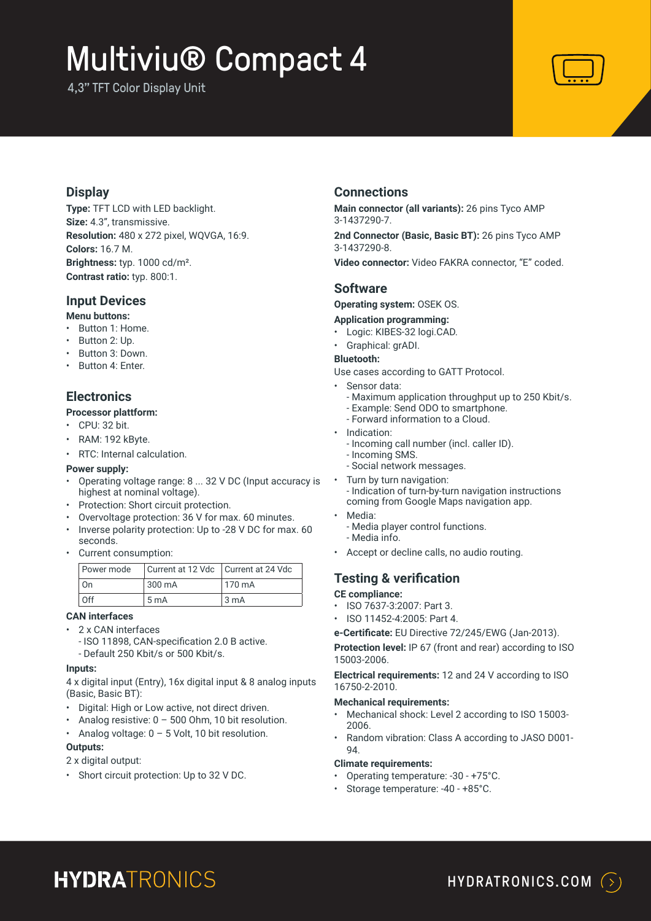# Multiviu® Compact 4

4,3" TFT Color Display Unit

## Display

**Type:** TFT LCD with LED backlight.
**Size:** 4.3", transmissive.
**Resolution:** 480 x 272 pixel, WQVGA, 16:9.
**Colors:** 16.7 M.
**Brightness:** typ. 1000 cd/m².
**Contrast ratio:** typ. 800:1.

## Input Devices

**Menu buttons:**

- Button 1: Home.
- Button 2: Up.
- Button 3: Down.
- Button 4: Enter.

## Electronics

**Processor plattform:**

- CPU: 32 bit.
- RAM: 192 kByte.
- RTC: Internal calculation.

**Power supply:**

- Operating voltage range: 8 ... 32 V DC (Input accuracy is highest at nominal voltage).
- Protection: Short circuit protection.
- Overvoltage protection: 36 V for max. 60 minutes.
- Inverse polarity protection: Up to -28 V DC for max. 60 seconds.
- Current consumption:

| Power mode | Current at 12 Vdc | Current at 24 Vdc |
|---|---|---|
| On | 300 mA | 170 mA |
| Off | 5 mA | 3 mA |

**CAN interfaces**

- 2 x CAN interfaces
  - ISO 11898, CAN-specification 2.0 B active.
  - Default 250 Kbit/s or 500 Kbit/s.

**Inputs:**

4 x digital input (Entry), 16x digital input & 8 analog inputs (Basic, Basic BT):

- Digital: High or Low active, not direct driven.
- Analog resistive: 0 – 500 Ohm, 10 bit resolution.
- Analog voltage: 0 – 5 Volt, 10 bit resolution.

**Outputs:**

2 x digital output:

- Short circuit protection: Up to 32 V DC.

## Connections

**Main connector (all variants):** 26 pins Tyco AMP 3-1437290-7.

**2nd Connector (Basic, Basic BT):** 26 pins Tyco AMP 3-1437290-8.

**Video connector:** Video FAKRA connector, "E" coded.

## Software

**Operating system:** OSEK OS.

**Application programming:**

- Logic: KIBES-32 logi.CAD.
- Graphical: grADI.

**Bluetooth:**

Use cases according to GATT Protocol.

- Sensor data:
  - Maximum application throughput up to 250 Kbit/s.
  - Example: Send ODO to smartphone.
  - Forward information to a Cloud.
- Indication:
  - Incoming call number (incl. caller ID).
  - Incoming SMS.
  - Social network messages.
- Turn by turn navigation:
  - Indication of turn-by-turn navigation instructions coming from Google Maps navigation app.
- Media:
  - Media player control functions.
  - Media info.
- Accept or decline calls, no audio routing.

## Testing & verification

**CE compliance:**

- ISO 7637-3:2007: Part 3.
- ISO 11452-4:2005: Part 4.

**e-Certificate:** EU Directive 72/245/EWG (Jan-2013).

**Protection level:** IP 67 (front and rear) according to ISO 15003-2006.

**Electrical requirements:** 12 and 24 V according to ISO 16750-2-2010.

**Mechanical requirements:**

- Mechanical shock: Level 2 according to ISO 15003-2006.
- Random vibration: Class A according to JASO D001-94.

**Climate requirements:**

- Operating temperature: -30 - +75°C.
- Storage temperature: -40 - +85°C.

HYDRATRONICS

HYDRATRONICS.COM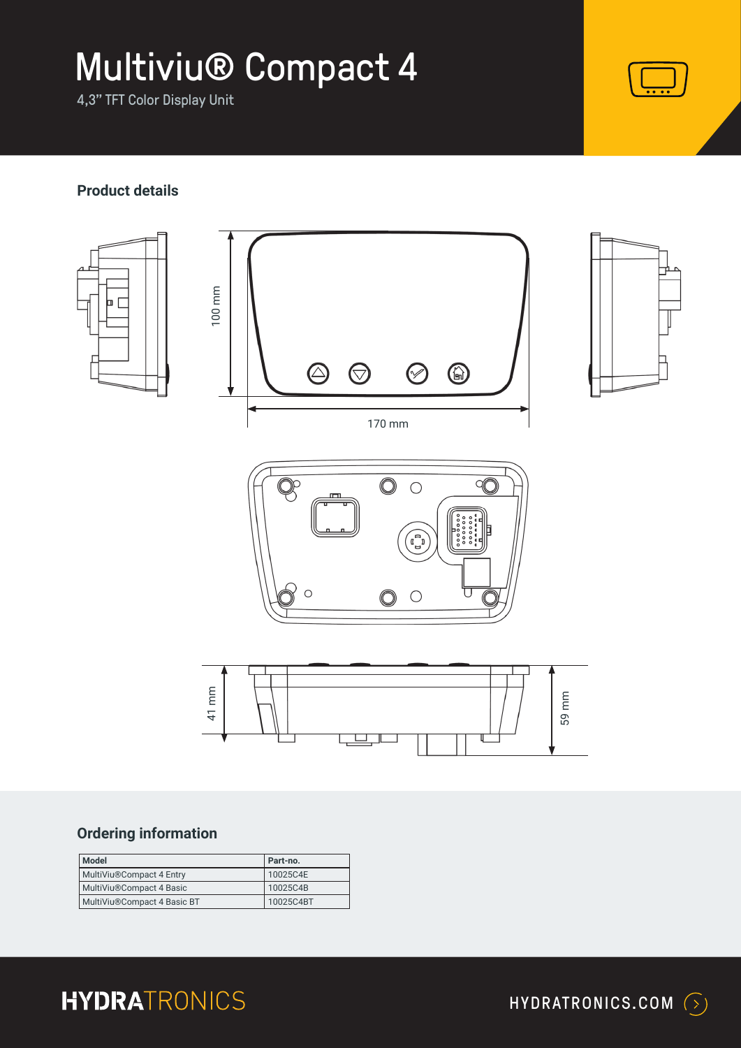# Multiviu® Compact 4

4,3" TFT Color Display Unit

## Product details

100 mm

170 mm

41 mm

59 mm

## Ordering information

| Model | Part-no. |
|---|---|
| MultiViu®Compact 4 Entry | 10025C4E |
| MultiViu®Compact 4 Basic | 10025C4B |
| MultiViu®Compact 4 Basic BT | 10025C4BT |

HYDRATRONICS

HYDRATRONICS.COM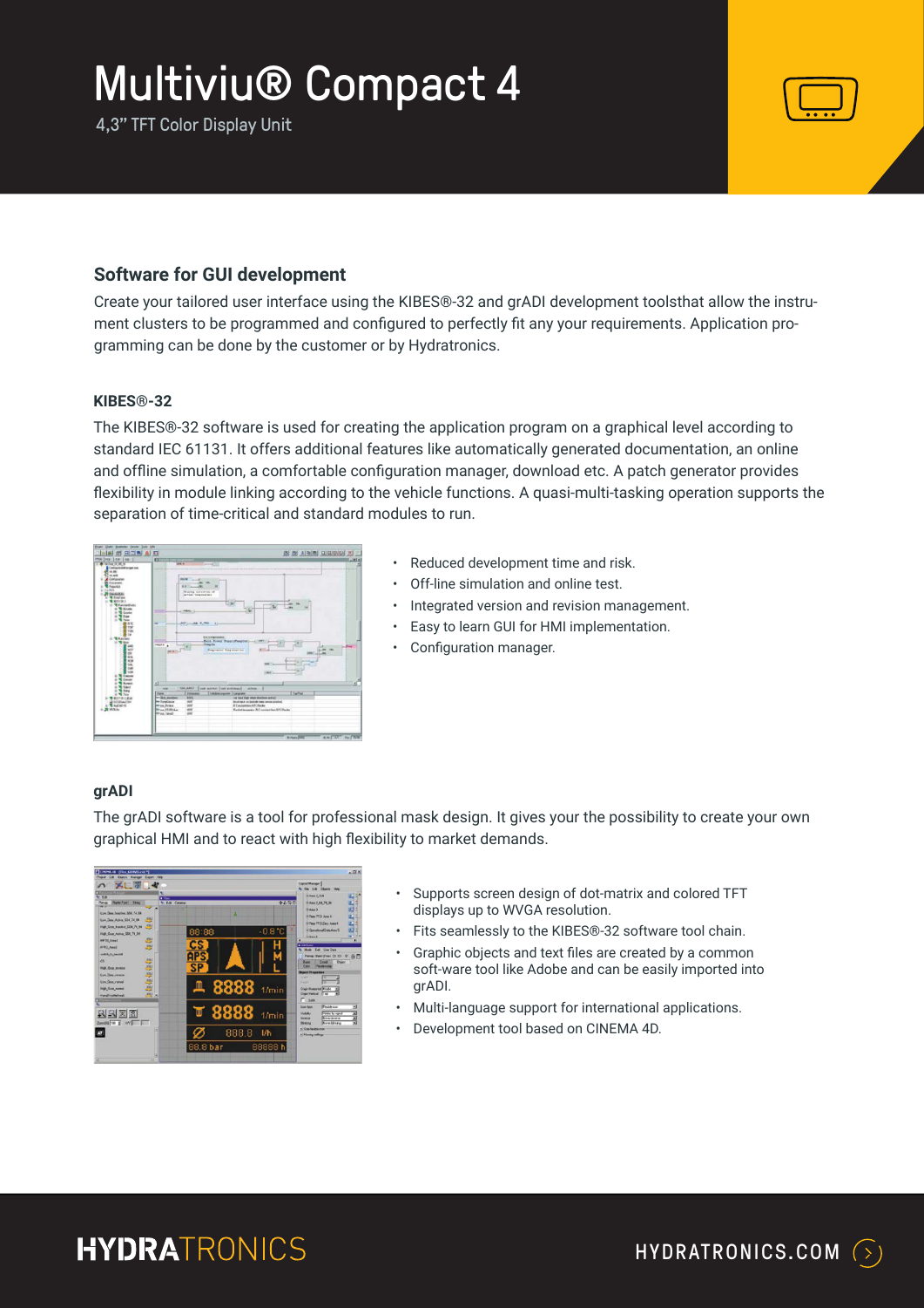# Multiviu® Compact 4

4,3" TFT Color Display Unit

## Software for GUI development

Create your tailored user interface using the KIBES®-32 and grADI development toolsthat allow the instrument clusters to be programmed and configured to perfectly fit any your requirements. Application programming can be done by the customer or by Hydratronics.

### KIBES®-32

The KIBES®-32 software is used for creating the application program on a graphical level according to standard IEC 61131. It offers additional features like automatically generated documentation, an online and offline simulation, a comfortable configuration manager, download etc. A patch generator provides flexibility in module linking according to the vehicle functions. A quasi-multi-tasking operation supports the separation of time-critical and standard modules to run.

- Reduced development time and risk.
- Off-line simulation and online test.
- Integrated version and revision management.
- Easy to learn GUI for HMI implementation.
- Configuration manager.

### grADI

The grADI software is a tool for professional mask design. It gives your the possibility to create your own graphical HMI and to react with high flexibility to market demands.

- Supports screen design of dot-matrix and colored TFT displays up to WVGA resolution.
- Fits seamlessly to the KIBES®-32 software tool chain.
- Graphic objects and text files are created by a common soft-ware tool like Adobe and can be easily imported into grADI.
- Multi-language support for international applications.
- Development tool based on CINEMA 4D.

HYDRATRONICS

HYDRATRONICS.COM